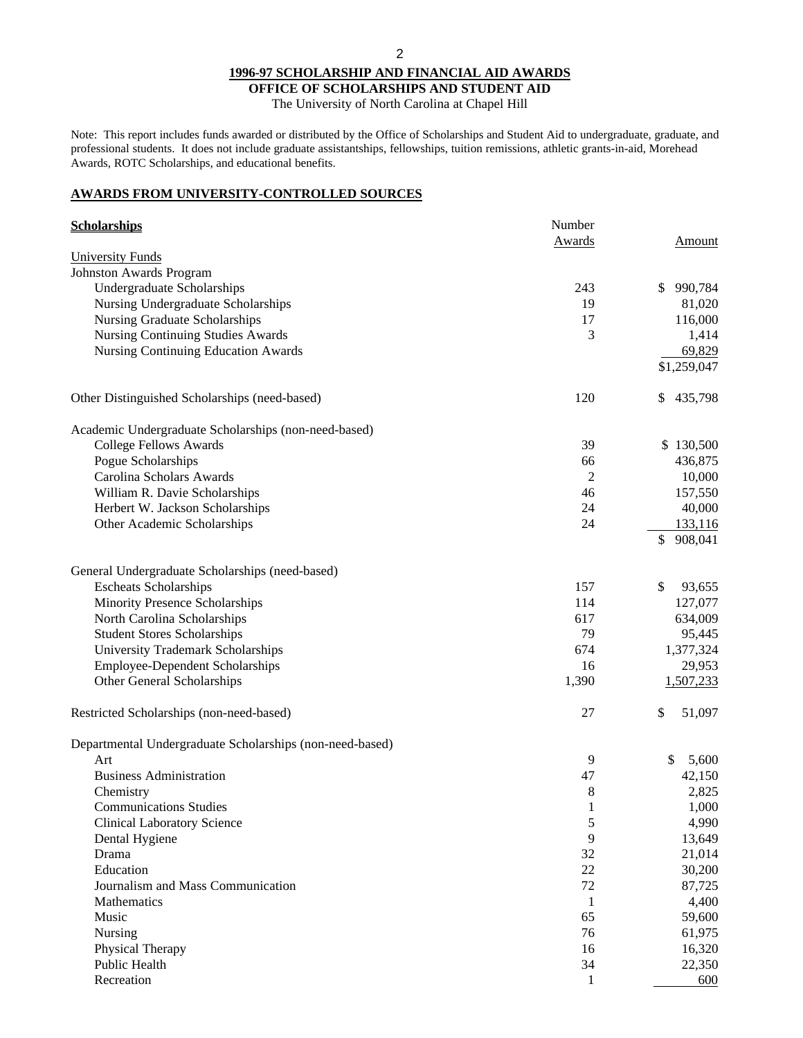# 1996-97 SCHOLARSHIP AND FINANCIAL AID AWARDS

## OFFICE OF SCHOLARSHIPS AND STUDENT AID

The University of North Carolina at Chapel Hill

Note: This report includes funds awarded or distributed by the Office of Scholarships and Student Aid to undergraduate, graduate, and professional students. It does not include graduate assistantships, fellowships, tuition remissions, athletic grants-in-aid, Morehead Awards, ROTC Scholarships, and educational benefits.

## AWARDS FROM UNIVERSITY-CONTROLLED SOURCES

| **Scholarships** | Number Awards | Amount |
|---|---|---|
| University Funds | | |
| Johnston Awards Program | | |
| Undergraduate Scholarships | 243 | $ 990,784 |
| Nursing Undergraduate Scholarships | 19 | 81,020 |
| Nursing Graduate Scholarships | 17 | 116,000 |
| Nursing Continuing Studies Awards | 3 | 1,414 |
| Nursing Continuing Education Awards | | 69,829 |
| | | $1,259,047 |
| Other Distinguished Scholarships (need-based) | 120 | $ 435,798 |
| Academic Undergraduate Scholarships (non-need-based) | | |
| College Fellows Awards | 39 | $ 130,500 |
| Pogue Scholarships | 66 | 436,875 |
| Carolina Scholars Awards | 2 | 10,000 |
| William R. Davie Scholarships | 46 | 157,550 |
| Herbert W. Jackson Scholarships | 24 | 40,000 |
| Other Academic Scholarships | 24 | 133,116 |
| | | $ 908,041 |
| General Undergraduate Scholarships (need-based) | | |
| Escheats Scholarships | 157 | $ 93,655 |
| Minority Presence Scholarships | 114 | 127,077 |
| North Carolina Scholarships | 617 | 634,009 |
| Student Stores Scholarships | 79 | 95,445 |
| University Trademark Scholarships | 674 | 1,377,324 |
| Employee-Dependent Scholarships | 16 | 29,953 |
| Other General Scholarships | 1,390 | 1,507,233 |
| Restricted Scholarships (non-need-based) | 27 | $ 51,097 |
| Departmental Undergraduate Scholarships (non-need-based) | | |
| Art | 9 | $ 5,600 |
| Business Administration | 47 | 42,150 |
| Chemistry | 8 | 2,825 |
| Communications Studies | 1 | 1,000 |
| Clinical Laboratory Science | 5 | 4,990 |
| Dental Hygiene | 9 | 13,649 |
| Drama | 32 | 21,014 |
| Education | 22 | 30,200 |
| Journalism and Mass Communication | 72 | 87,725 |
| Mathematics | 1 | 4,400 |
| Music | 65 | 59,600 |
| Nursing | 76 | 61,975 |
| Physical Therapy | 16 | 16,320 |
| Public Health | 34 | 22,350 |
| Recreation | 1 | 600 |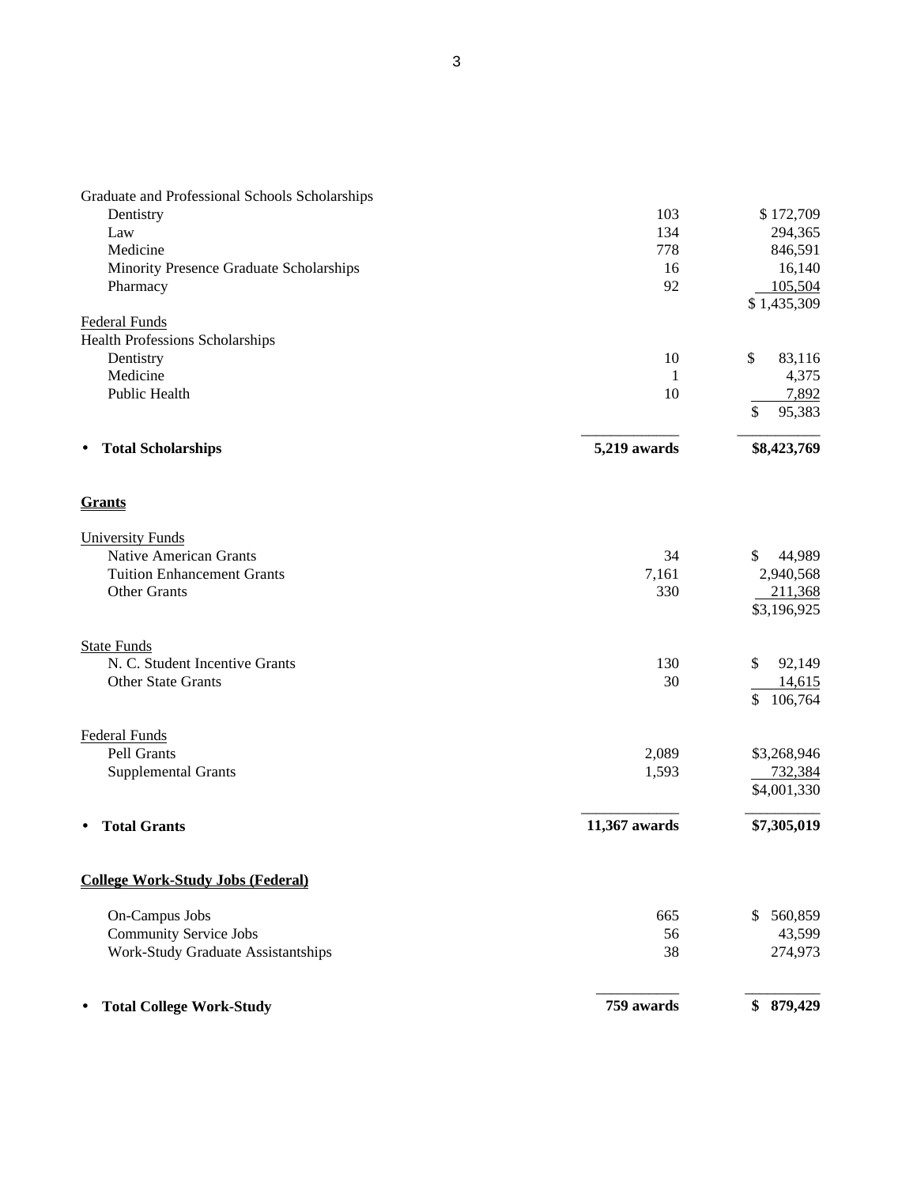| | | |
|---|---|---|
| Graduate and Professional Schools Scholarships | | |
| Dentistry | 103 | $ 172,709 |
| Law | 134 | 294,365 |
| Medicine | 778 | 846,591 |
| Minority Presence Graduate Scholarships | 16 | 16,140 |
| Pharmacy | 92 | 105,504 |
| | | $ 1,435,309 |
| Federal Funds | | |
| Health Professions Scholarships | | |
| Dentistry | 10 | $ 83,116 |
| Medicine | 1 | 4,375 |
| Public Health | 10 | 7,892 |
| | | $ 95,383 |
| • **Total Scholarships** | **5,219 awards** | **$8,423,769** |

## Grants

| | | |
|---|---|---|
| University Funds | | |
| Native American Grants | 34 | $ 44,989 |
| Tuition Enhancement Grants | 7,161 | 2,940,568 |
| Other Grants | 330 | 211,368 |
| | | $3,196,925 |
| State Funds | | |
| N. C. Student Incentive Grants | 130 | $ 92,149 |
| Other State Grants | 30 | 14,615 |
| | | $ 106,764 |
| Federal Funds | | |
| Pell Grants | 2,089 | $3,268,946 |
| Supplemental Grants | 1,593 | 732,384 |
| | | $4,001,330 |
| • **Total Grants** | **11,367 awards** | **$7,305,019** |

## College Work-Study Jobs (Federal)

| | | |
|---|---|---|
| On-Campus Jobs | 665 | $ 560,859 |
| Community Service Jobs | 56 | 43,599 |
| Work-Study Graduate Assistantships | 38 | 274,973 |
| • **Total College Work-Study** | **759 awards** | **$ 879,429** |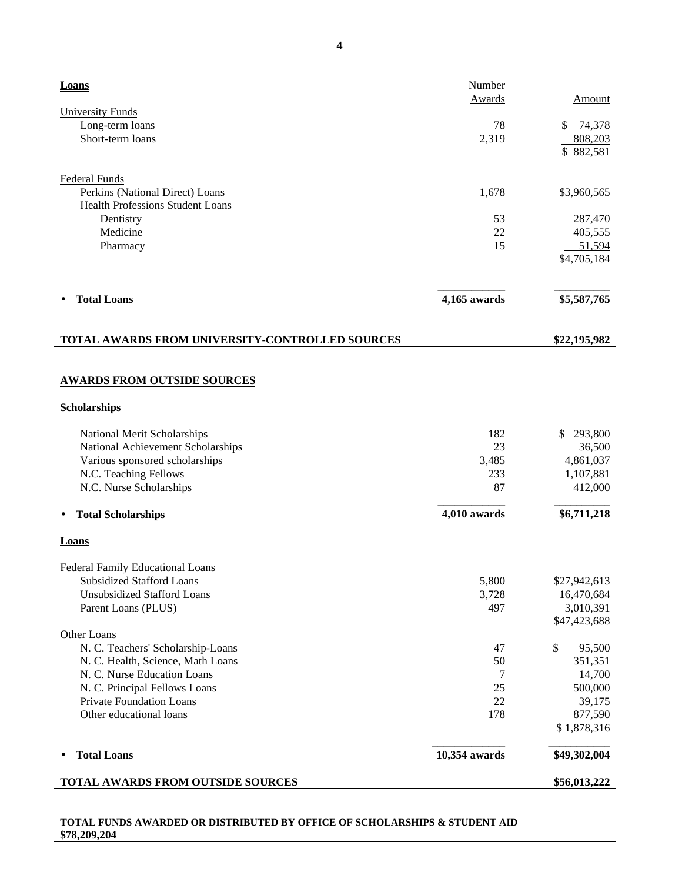| **Loans** | Number Awards | Amount |
|---|---|---|
| University Funds | | |
| Long-term loans | 78 | $ 74,378 |
| Short-term loans | 2,319 | 808,203 |
| | | $ 882,581 |
| Federal Funds | | |
| Perkins (National Direct) Loans | 1,678 | $3,960,565 |
| Health Professions Student Loans | | |
| Dentistry | 53 | 287,470 |
| Medicine | 22 | 405,555 |
| Pharmacy | 15 | 51,594 |
| | | $4,705,184 |
| • **Total Loans** | **4,165 awards** | **$5,587,765** |

**TOTAL AWARDS FROM UNIVERSITY-CONTROLLED SOURCES** **$22,195,982**

## AWARDS FROM OUTSIDE SOURCES

| **Scholarships** | Number Awards | Amount |
|---|---|---|
| National Merit Scholarships | 182 | $ 293,800 |
| National Achievement Scholarships | 23 | 36,500 |
| Various sponsored scholarships | 3,485 | 4,861,037 |
| N.C. Teaching Fellows | 233 | 1,107,881 |
| N.C. Nurse Scholarships | 87 | 412,000 |
| • **Total Scholarships** | **4,010 awards** | **$6,711,218** |

| **Loans** | Number Awards | Amount |
|---|---|---|
| Federal Family Educational Loans | | |
| Subsidized Stafford Loans | 5,800 | $27,942,613 |
| Unsubsidized Stafford Loans | 3,728 | 16,470,684 |
| Parent Loans (PLUS) | 497 | 3,010,391 |
| | | $47,423,688 |
| Other Loans | | |
| N. C. Teachers' Scholarship-Loans | 47 | $ 95,500 |
| N. C. Health, Science, Math Loans | 50 | 351,351 |
| N. C. Nurse Education Loans | 7 | 14,700 |
| N. C. Principal Fellows Loans | 25 | 500,000 |
| Private Foundation Loans | 22 | 39,175 |
| Other educational loans | 178 | 877,590 |
| | | $ 1,878,316 |
| • **Total Loans** | **10,354 awards** | **$49,302,004** |

**TOTAL AWARDS FROM OUTSIDE SOURCES** **$56,013,222**

**TOTAL FUNDS AWARDED OR DISTRIBUTED BY OFFICE OF SCHOLARSHIPS & STUDENT AID $78,209,204**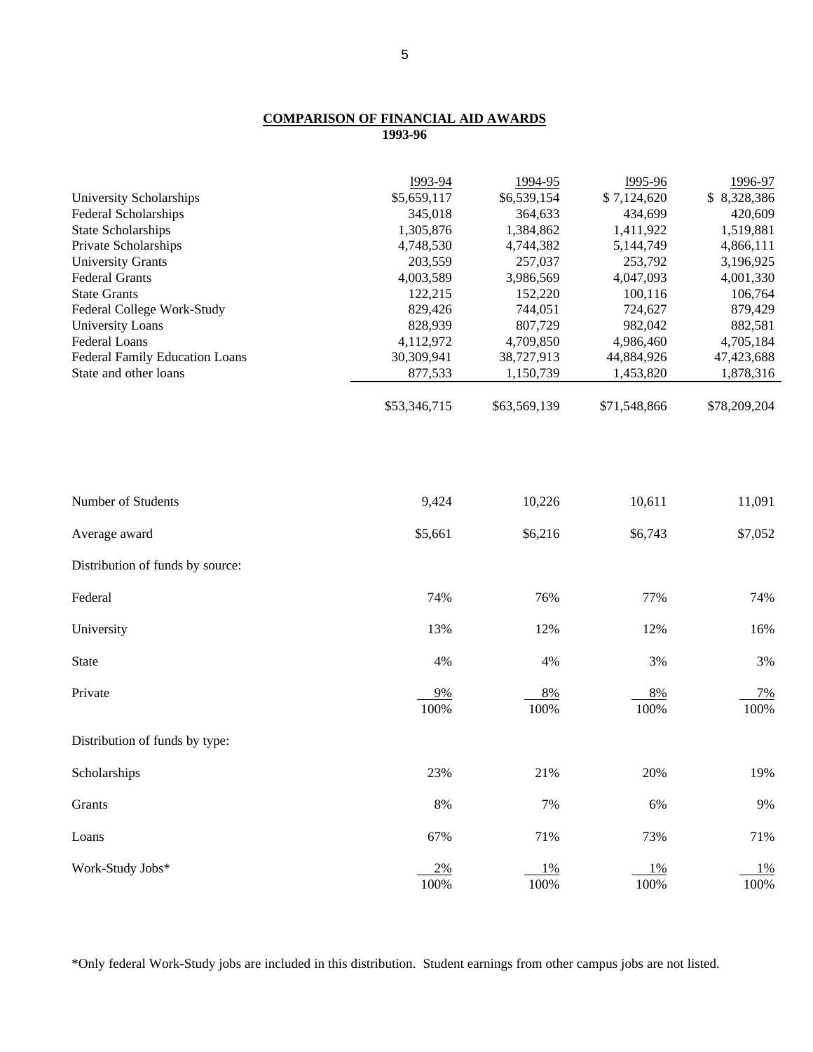**COMPARISON OF FINANCIAL AID AWARDS**
**1993-96**

| | 1993-94 | 1994-95 | 1995-96 | 1996-97 |
|---|---|---|---|---|
| University Scholarships | $5,659,117 | $6,539,154 | $ 7,124,620 | $ 8,328,386 |
| Federal Scholarships | 345,018 | 364,633 | 434,699 | 420,609 |
| State Scholarships | 1,305,876 | 1,384,862 | 1,411,922 | 1,519,881 |
| Private Scholarships | 4,748,530 | 4,744,382 | 5,144,749 | 4,866,111 |
| University Grants | 203,559 | 257,037 | 253,792 | 3,196,925 |
| Federal Grants | 4,003,589 | 3,986,569 | 4,047,093 | 4,001,330 |
| State Grants | 122,215 | 152,220 | 100,116 | 106,764 |
| Federal College Work-Study | 829,426 | 744,051 | 724,627 | 879,429 |
| University Loans | 828,939 | 807,729 | 982,042 | 882,581 |
| Federal Loans | 4,112,972 | 4,709,850 | 4,986,460 | 4,705,184 |
| Federal Family Education Loans | 30,309,941 | 38,727,913 | 44,884,926 | 47,423,688 |
| State and other loans | 877,533 | 1,150,739 | 1,453,820 | 1,878,316 |
| | $53,346,715 | $63,569,139 | $71,548,866 | $78,209,204 |

| | 1993-94 | 1994-95 | 1995-96 | 1996-97 |
|---|---|---|---|---|
| Number of Students | 9,424 | 10,226 | 10,611 | 11,091 |
| Average award | $5,661 | $6,216 | $6,743 | $7,052 |
| Distribution of funds by source: | | | | |
| Federal | 74% | 76% | 77% | 74% |
| University | 13% | 12% | 12% | 16% |
| State | 4% | 4% | 3% | 3% |
| Private | 9% | 8% | 8% | 7% |
| | 100% | 100% | 100% | 100% |
| Distribution of funds by type: | | | | |
| Scholarships | 23% | 21% | 20% | 19% |
| Grants | 8% | 7% | 6% | 9% |
| Loans | 67% | 71% | 73% | 71% |
| Work-Study Jobs* | 2% | 1% | 1% | 1% |
| | 100% | 100% | 100% | 100% |

*Only federal Work-Study jobs are included in this distribution. Student earnings from other campus jobs are not listed.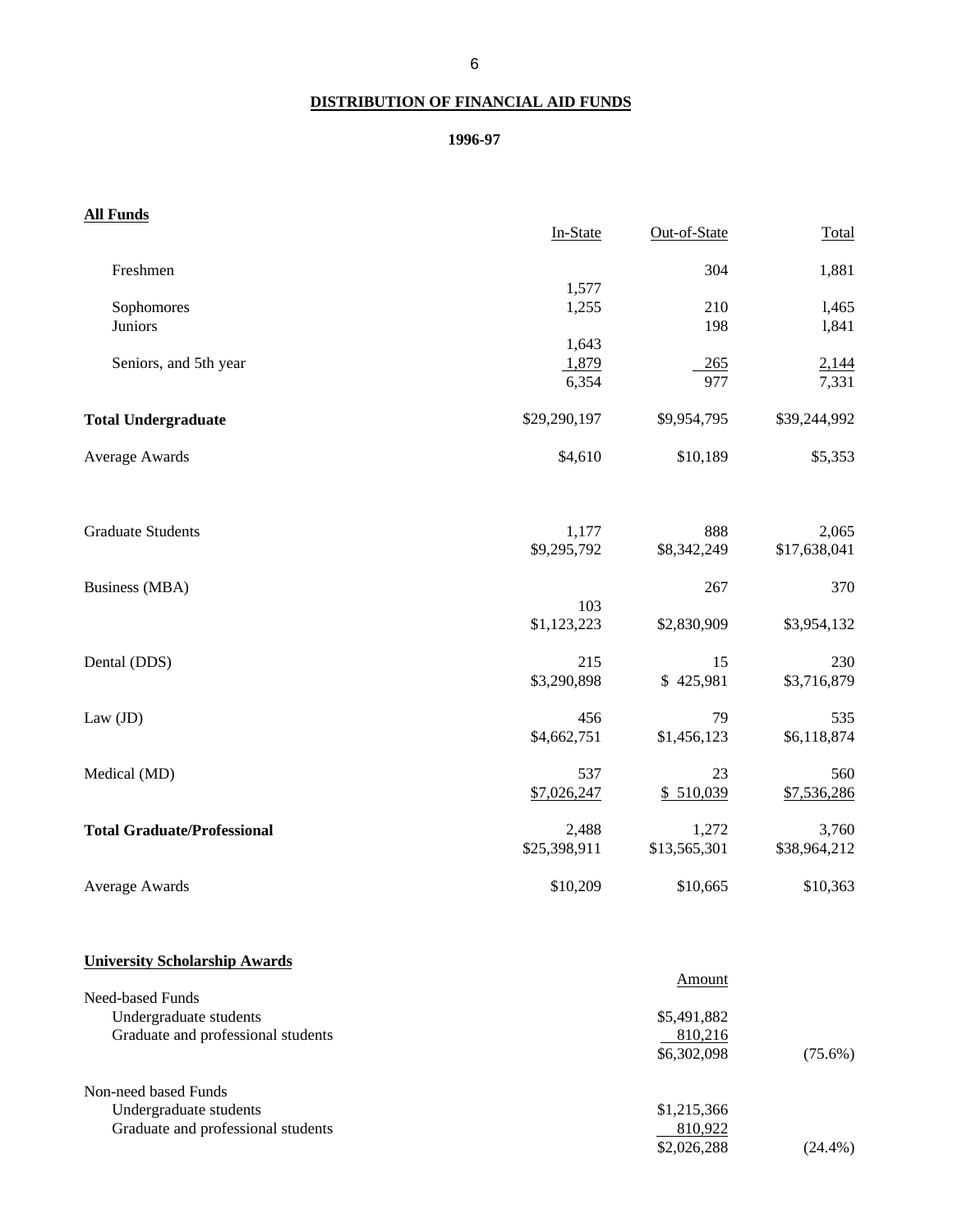## DISTRIBUTION OF FINANCIAL AID FUNDS

### 1996-97

**All Funds**

| | In-State | Out-of-State | Total |
|---|---|---|---|
| Freshmen | 1,577 | 304 | 1,881 |
| Sophomores | 1,255 | 210 | l,465 |
| Juniors | 1,643 | 198 | l,841 |
| Seniors, and 5th year | 1,879 | 265 | 2,144 |
| | 6,354 | 977 | 7,331 |
| **Total Undergraduate** | $29,290,197 | $9,954,795 | $39,244,992 |
| Average Awards | $4,610 | $10,189 | $5,353 |
| | | | |
| Graduate Students | 1,177 | 888 | 2,065 |
| | $9,295,792 | $8,342,249 | $17,638,041 |
| Business (MBA) | 103 | 267 | 370 |
| | $1,123,223 | $2,830,909 | $3,954,132 |
| Dental (DDS) | 215 | 15 | 230 |
| | $3,290,898 | $ 425,981 | $3,716,879 |
| Law (JD) | 456 | 79 | 535 |
| | $4,662,751 | $1,456,123 | $6,118,874 |
| Medical (MD) | 537 | 23 | 560 |
| | $7,026,247 | $ 510,039 | $7,536,286 |
| **Total Graduate/Professional** | 2,488 | 1,272 | 3,760 |
| | $25,398,911 | $13,565,301 | $38,964,212 |
| Average Awards | $10,209 | $10,665 | $10,363 |

**University Scholarship Awards**

| | Amount | |
|---|---|---|
| Need-based Funds | | |
| Undergraduate students | $5,491,882 | |
| Graduate and professional students | 810,216 | |
| | $6,302,098 | (75.6%) |
| Non-need based Funds | | |
| Undergraduate students | $1,215,366 | |
| Graduate and professional students | 810,922 | |
| | $2,026,288 | (24.4%) |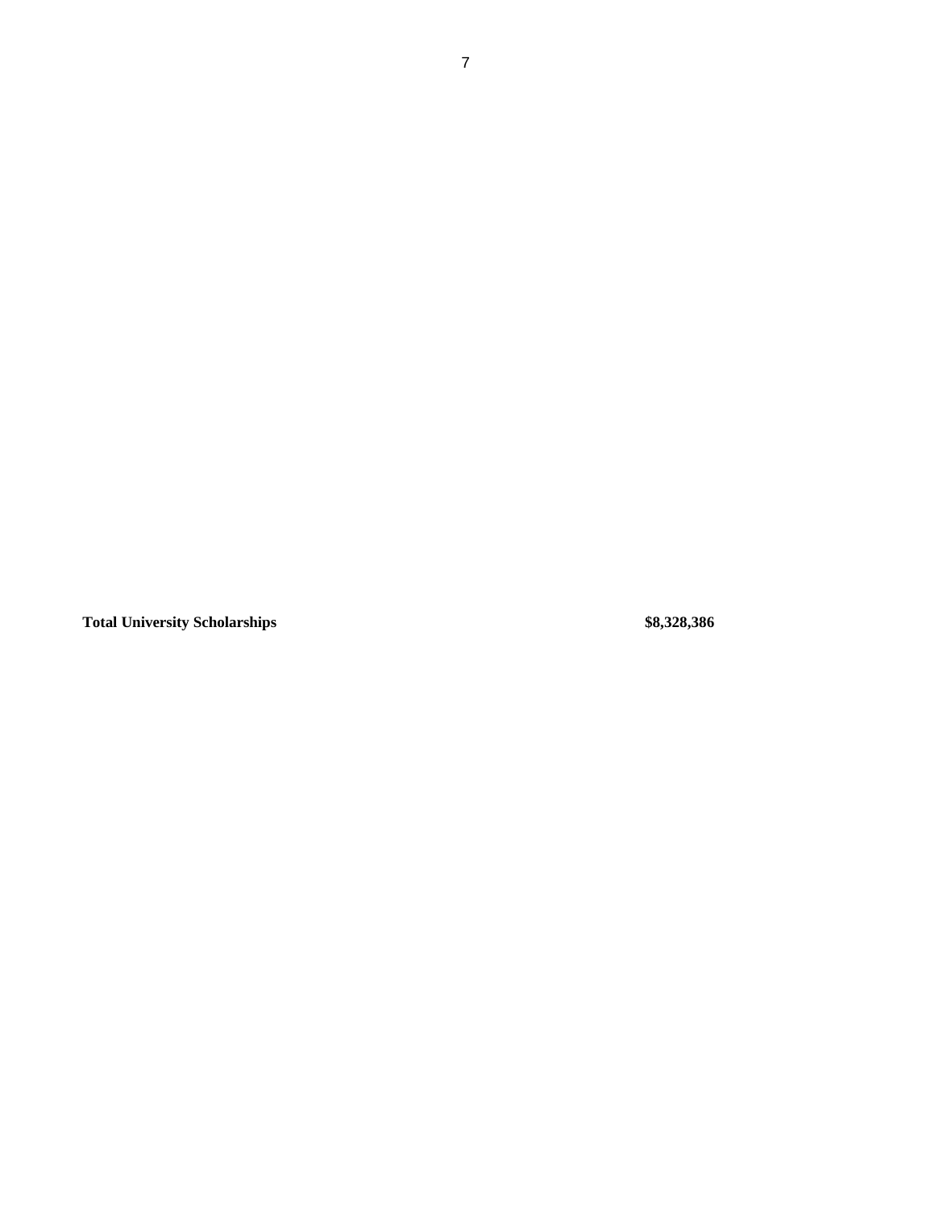| | |
|---|---|
| **Total University Scholarships** | **$8,328,386** |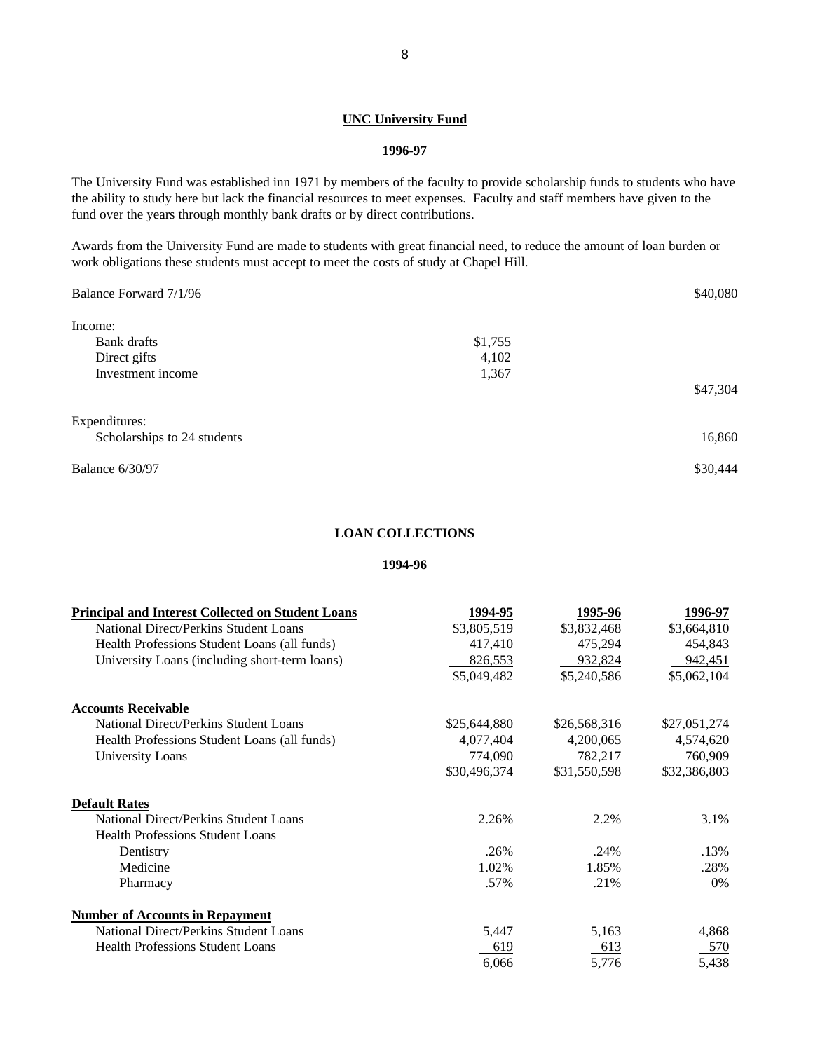## UNC University Fund

### 1996-97

The University Fund was established inn 1971 by members of the faculty to provide scholarship funds to students who have the ability to study here but lack the financial resources to meet expenses. Faculty and staff members have given to the fund over the years through monthly bank drafts or by direct contributions.

Awards from the University Fund are made to students with great financial need, to reduce the amount of loan burden or work obligations these students must accept to meet the costs of study at Chapel Hill.

| | | |
|---|---|---|
| Balance Forward 7/1/96 | | $40,080 |
| Income: | | |
| Bank drafts | $1,755 | |
| Direct gifts | 4,102 | |
| Investment income | 1,367 | |
| | | $47,304 |
| Expenditures: | | |
| Scholarships to 24 students | | 16,860 |
| Balance 6/30/97 | | $30,444 |

## LOAN COLLECTIONS

### 1994-96

| **Principal and Interest Collected on Student Loans** | **1994-95** | **1995-96** | **1996-97** |
|---|---|---|---|
| National Direct/Perkins Student Loans | $3,805,519 | $3,832,468 | $3,664,810 |
| Health Professions Student Loans (all funds) | 417,410 | 475,294 | 454,843 |
| University Loans (including short-term loans) | 826,553 | 932,824 | 942,451 |
| | $5,049,482 | $5,240,586 | $5,062,104 |
| **Accounts Receivable** | | | |
| National Direct/Perkins Student Loans | $25,644,880 | $26,568,316 | $27,051,274 |
| Health Professions Student Loans (all funds) | 4,077,404 | 4,200,065 | 4,574,620 |
| University Loans | 774,090 | 782,217 | 760,909 |
| | $30,496,374 | $31,550,598 | $32,386,803 |
| **Default Rates** | | | |
| National Direct/Perkins Student Loans | 2.26% | 2.2% | 3.1% |
| Health Professions Student Loans | | | |
| Dentistry | .26% | .24% | .13% |
| Medicine | 1.02% | 1.85% | .28% |
| Pharmacy | .57% | .21% | 0% |
| **Number of Accounts in Repayment** | | | |
| National Direct/Perkins Student Loans | 5,447 | 5,163 | 4,868 |
| Health Professions Student Loans | 619 | 613 | 570 |
| | 6,066 | 5,776 | 5,438 |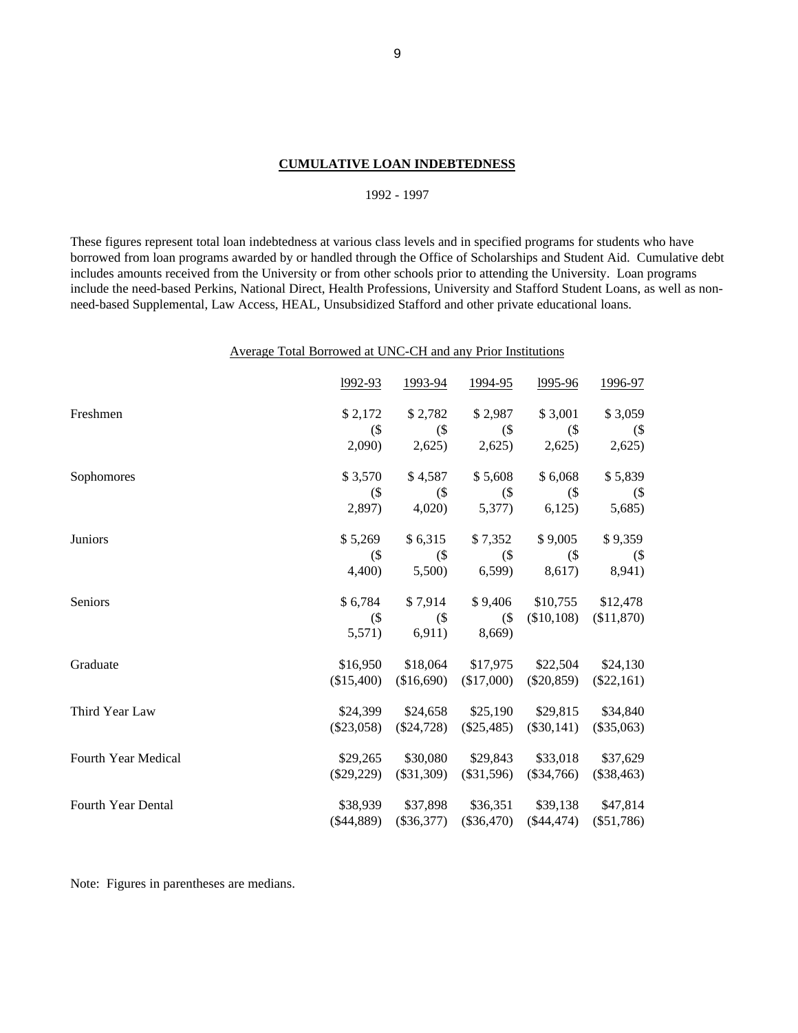## CUMULATIVE LOAN INDEBTEDNESS

1992 - 1997

These figures represent total loan indebtedness at various class levels and in specified programs for students who have borrowed from loan programs awarded by or handled through the Office of Scholarships and Student Aid. Cumulative debt includes amounts received from the University or from other schools prior to attending the University. Loan programs include the need-based Perkins, National Direct, Health Professions, University and Stafford Student Loans, as well as non-need-based Supplemental, Law Access, HEAL, Unsubsidized Stafford and other private educational loans.

Average Total Borrowed at UNC-CH and any Prior Institutions

| | l992-93 | 1993-94 | 1994-95 | l995-96 | 1996-97 |
|---|---|---|---|---|---|
| Freshmen | $ 2,172 ($ 2,090) | $ 2,782 ($ 2,625) | $ 2,987 ($ 2,625) | $ 3,001 ($ 2,625) | $ 3,059 ($ 2,625) |
| Sophomores | $ 3,570 ($ 2,897) | $ 4,587 ($ 4,020) | $ 5,608 ($ 5,377) | $ 6,068 ($ 6,125) | $ 5,839 ($ 5,685) |
| Juniors | $ 5,269 ($ 4,400) | $ 6,315 ($ 5,500) | $ 7,352 ($ 6,599) | $ 9,005 ($ 8,617) | $ 9,359 ($ 8,941) |
| Seniors | $ 6,784 ($ 5,571) | $ 7,914 ($ 6,911) | $ 9,406 ($ 8,669) | $10,755 ($10,108) | $12,478 ($11,870) |
| Graduate | $16,950 ($15,400) | $18,064 ($16,690) | $17,975 ($17,000) | $22,504 ($20,859) | $24,130 ($22,161) |
| Third Year Law | $24,399 ($23,058) | $24,658 ($24,728) | $25,190 ($25,485) | $29,815 ($30,141) | $34,840 ($35,063) |
| Fourth Year Medical | $29,265 ($29,229) | $30,080 ($31,309) | $29,843 ($31,596) | $33,018 ($34,766) | $37,629 ($38,463) |
| Fourth Year Dental | $38,939 ($44,889) | $37,898 ($36,377) | $36,351 ($36,470) | $39,138 ($44,474) | $47,814 ($51,786) |

Note: Figures in parentheses are medians.